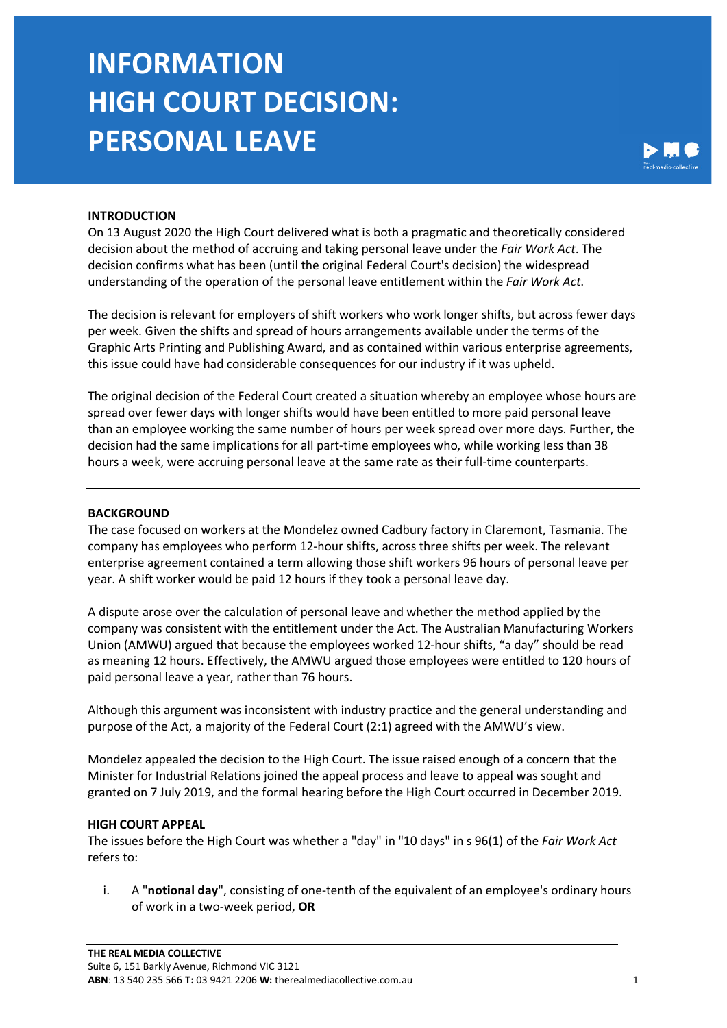# INFORMATION HIGH COURT DECISION: PERSONAL LEAVE

**INTRODUCTION**

On 13 August 2020 the High Court delivered what is both a pragmatic and theoretically considered decision about the method of accruing and taking personal leave under the *Fair Work Act*. The decision confirms what has been (until the original Federal Court's decision) the widespread understanding of the operation of the personal leave entitlement within the *Fair Work Act*.

The decision is relevant for employers of shift workers who work longer shifts, but across fewer days per week. Given the shifts and spread of hours arrangements available under the terms of the Graphic Arts Printing and Publishing Award, and as contained within various enterprise agreements, this issue could have had considerable consequences for our industry if it was upheld.

The original decision of the Federal Court created a situation whereby an employee whose hours are spread over fewer days with longer shifts would have been entitled to more paid personal leave than an employee working the same number of hours per week spread over more days. Further, the decision had the same implications for all part-time employees who, while working less than 38 hours a week, were accruing personal leave at the same rate as their full-time counterparts.

---

**BACKGROUND**

The case focused on workers at the Mondelez owned Cadbury factory in Claremont, Tasmania. The company has employees who perform 12-hour shifts, across three shifts per week. The relevant enterprise agreement contained a term allowing those shift workers 96 hours of personal leave per year. A shift worker would be paid 12 hours if they took a personal leave day.

A dispute arose over the calculation of personal leave and whether the method applied by the company was consistent with the entitlement under the Act. The Australian Manufacturing Workers Union (AMWU) argued that because the employees worked 12-hour shifts, "a day" should be read as meaning 12 hours. Effectively, the AMWU argued those employees were entitled to 120 hours of paid personal leave a year, rather than 76 hours.

Although this argument was inconsistent with industry practice and the general understanding and purpose of the Act, a majority of the Federal Court (2:1) agreed with the AMWU's view.

Mondelez appealed the decision to the High Court. The issue raised enough of a concern that the Minister for Industrial Relations joined the appeal process and leave to appeal was sought and granted on 7 July 2019, and the formal hearing before the High Court occurred in December 2019.

**HIGH COURT APPEAL**

The issues before the High Court was whether a "day" in "10 days" in s 96(1) of the *Fair Work Act* refers to:

i. A "**notional day**", consisting of one-tenth of the equivalent of an employee's ordinary hours of work in a two-week period, **OR**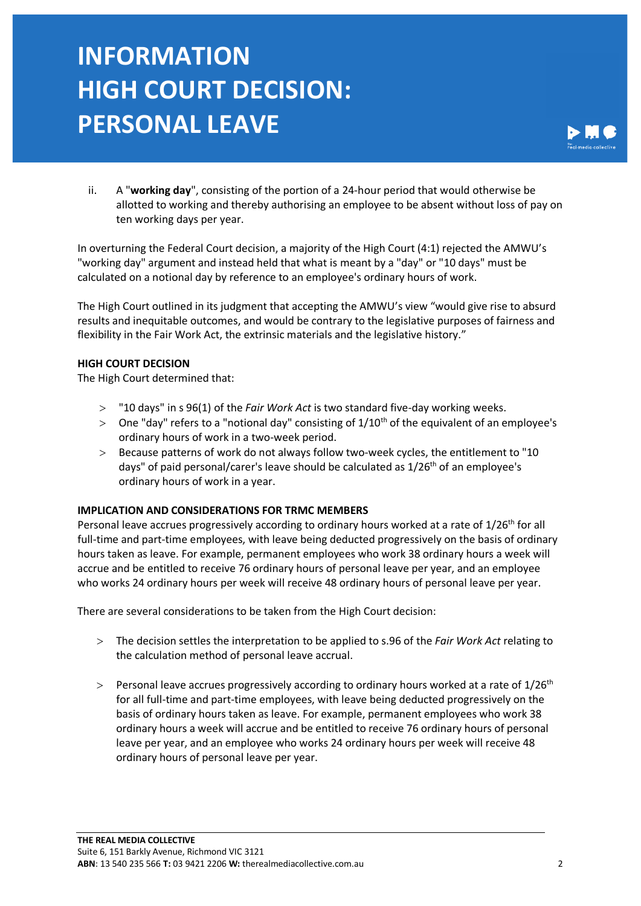# INFORMATION HIGH COURT DECISION: PERSONAL LEAVE

ii. A "**working day**", consisting of the portion of a 24-hour period that would otherwise be allotted to working and thereby authorising an employee to be absent without loss of pay on ten working days per year.

In overturning the Federal Court decision, a majority of the High Court (4:1) rejected the AMWU's "working day" argument and instead held that what is meant by a "day" or "10 days" must be calculated on a notional day by reference to an employee's ordinary hours of work.

The High Court outlined in its judgment that accepting the AMWU's view "would give rise to absurd results and inequitable outcomes, and would be contrary to the legislative purposes of fairness and flexibility in the Fair Work Act, the extrinsic materials and the legislative history."

**HIGH COURT DECISION**

The High Court determined that:

- "10 days" in s 96(1) of the *Fair Work Act* is two standard five-day working weeks.
- One "day" refers to a "notional day" consisting of 1/10th of the equivalent of an employee's ordinary hours of work in a two-week period.
- Because patterns of work do not always follow two-week cycles, the entitlement to "10 days" of paid personal/carer's leave should be calculated as 1/26th of an employee's ordinary hours of work in a year.

**IMPLICATION AND CONSIDERATIONS FOR TRMC MEMBERS**

Personal leave accrues progressively according to ordinary hours worked at a rate of 1/26th for all full-time and part-time employees, with leave being deducted progressively on the basis of ordinary hours taken as leave. For example, permanent employees who work 38 ordinary hours a week will accrue and be entitled to receive 76 ordinary hours of personal leave per year, and an employee who works 24 ordinary hours per week will receive 48 ordinary hours of personal leave per year.

There are several considerations to be taken from the High Court decision:

- The decision settles the interpretation to be applied to s.96 of the *Fair Work Act* relating to the calculation method of personal leave accrual.
- Personal leave accrues progressively according to ordinary hours worked at a rate of 1/26th for all full-time and part-time employees, with leave being deducted progressively on the basis of ordinary hours taken as leave. For example, permanent employees who work 38 ordinary hours a week will accrue and be entitled to receive 76 ordinary hours of personal leave per year, and an employee who works 24 ordinary hours per week will receive 48 ordinary hours of personal leave per year.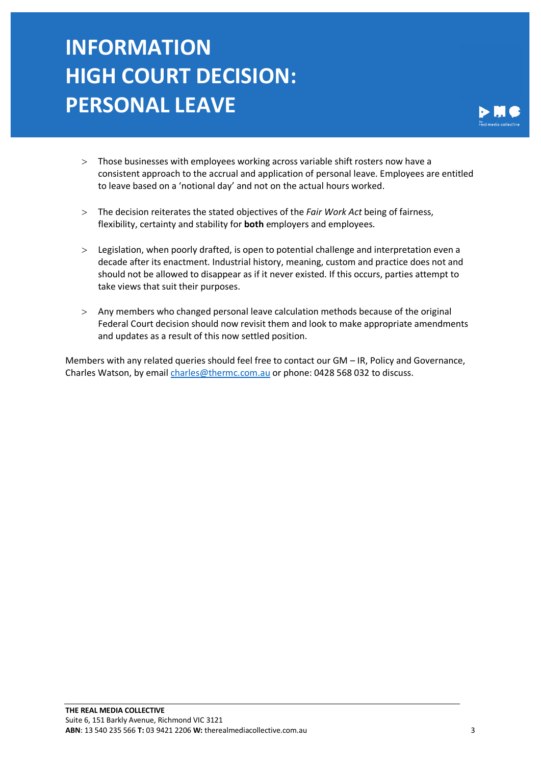# INFORMATION HIGH COURT DECISION: PERSONAL LEAVE

- Those businesses with employees working across variable shift rosters now have a consistent approach to the accrual and application of personal leave. Employees are entitled to leave based on a 'notional day' and not on the actual hours worked.

- The decision reiterates the stated objectives of the *Fair Work Act* being of fairness, flexibility, certainty and stability for **both** employers and employees.

- Legislation, when poorly drafted, is open to potential challenge and interpretation even a decade after its enactment. Industrial history, meaning, custom and practice does not and should not be allowed to disappear as if it never existed. If this occurs, parties attempt to take views that suit their purposes.

- Any members who changed personal leave calculation methods because of the original Federal Court decision should now revisit them and look to make appropriate amendments and updates as a result of this now settled position.

Members with any related queries should feel free to contact our GM – IR, Policy and Governance, Charles Watson, by email [charles@thermc.com.au](mailto:charles@thermc.com.au) or phone: 0428 568 032 to discuss.